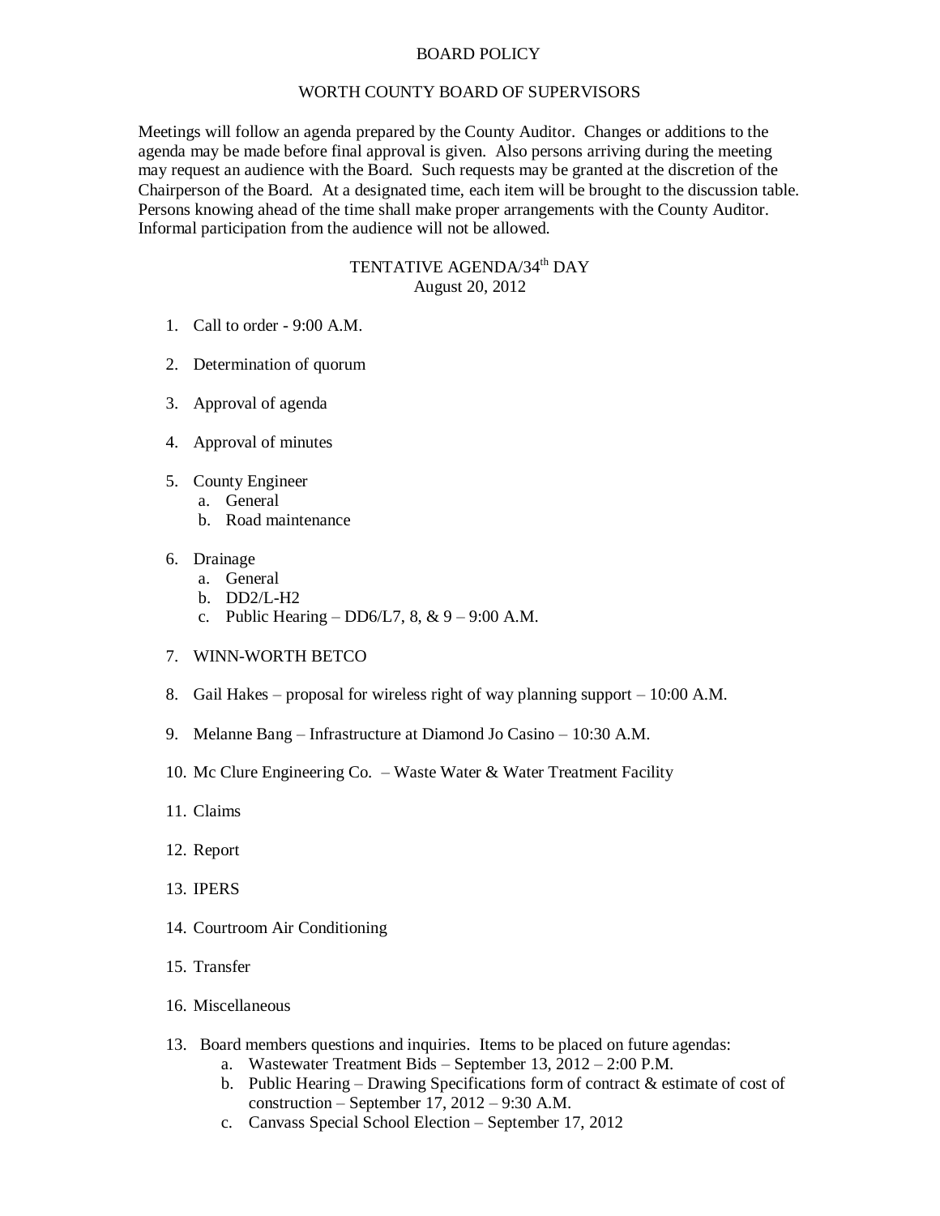# BOARD POLICY

## WORTH COUNTY BOARD OF SUPERVISORS

Meetings will follow an agenda prepared by the County Auditor. Changes or additions to the agenda may be made before final approval is given. Also persons arriving during the meeting may request an audience with the Board. Such requests may be granted at the discretion of the Chairperson of the Board. At a designated time, each item will be brought to the discussion table. Persons knowing ahead of the time shall make proper arrangements with the County Auditor. Informal participation from the audience will not be allowed.

### TENTATIVE AGENDA/34th DAY
August 20, 2012

1. Call to order - 9:00 A.M.
2. Determination of quorum
3. Approval of agenda
4. Approval of minutes
5. County Engineer
   a. General
   b. Road maintenance
6. Drainage
   a. General
   b. DD2/L-H2
   c. Public Hearing – DD6/L7, 8, & 9 – 9:00 A.M.
7. WINN-WORTH BETCO
8. Gail Hakes – proposal for wireless right of way planning support – 10:00 A.M.
9. Melanne Bang – Infrastructure at Diamond Jo Casino – 10:30 A.M.
10. Mc Clure Engineering Co. – Waste Water & Water Treatment Facility
11. Claims
12. Report
13. IPERS
14. Courtroom Air Conditioning
15. Transfer
16. Miscellaneous

13. Board members questions and inquiries. Items to be placed on future agendas:
    a. Wastewater Treatment Bids – September 13, 2012 – 2:00 P.M.
    b. Public Hearing – Drawing Specifications form of contract & estimate of cost of construction – September 17, 2012 – 9:30 A.M.
    c. Canvass Special School Election – September 17, 2012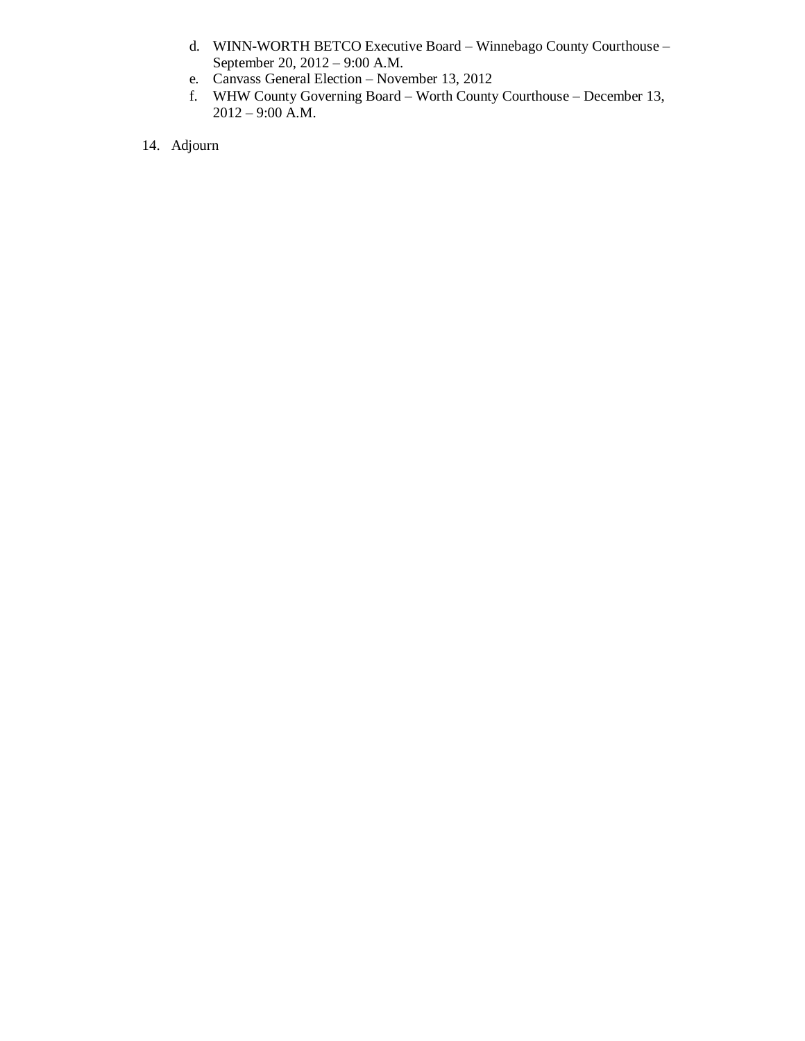d. WINN-WORTH BETCO Executive Board – Winnebago County Courthouse – September 20, 2012 – 9:00 A.M.
   e. Canvass General Election – November 13, 2012
   f. WHW County Governing Board – Worth County Courthouse – December 13, 2012 – 9:00 A.M.

14. Adjourn